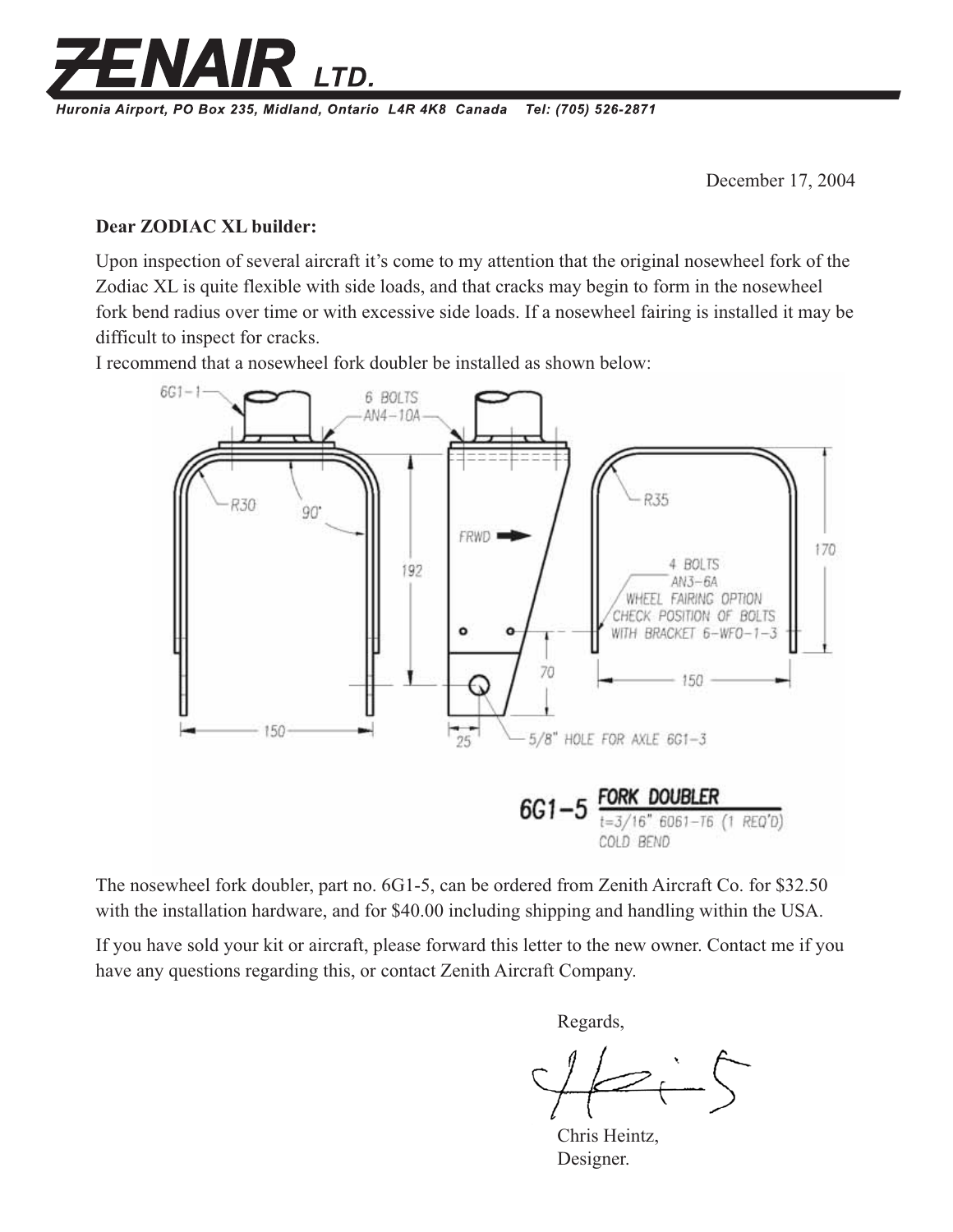# ZENAIR LTD.

*Huronia Airport, PO Box 235, Midland, Ontario L4R 4K8 Canada Tel: (705) 526-2871*

December 17, 2004

**Dear ZODIAC XL builder:**

Upon inspection of several aircraft it's come to my attention that the original nosewheel fork of the Zodiac XL is quite flexible with side loads, and that cracks may begin to form in the nosewheel fork bend radius over time or with excessive side loads. If a nosewheel fairing is installed it may be difficult to inspect for cracks.

I recommend that a nosewheel fork doubler be installed as shown below:

6G1-1 — 6 BOLTS AN4-10A — R30 — 90° — 192 — FRWD — 150 — 70 — 25 — 5/8" HOLE FOR AXLE 6G1-3 — R35 — 170 — 4 BOLTS AN3-6A WHEEL FAIRING OPTION CHECK POSITION OF BOLTS WITH BRACKET 6-WFO-1-3 — 150

**6G1-5 FORK DOUBLER**
t=3/16" 6061-T6 (1 REQ'D)
COLD BEND

The nosewheel fork doubler, part no. 6G1-5, can be ordered from Zenith Aircraft Co. for $32.50 with the installation hardware, and for $40.00 including shipping and handling within the USA.

If you have sold your kit or aircraft, please forward this letter to the new owner. Contact me if you have any questions regarding this, or contact Zenith Aircraft Company.

Regards,

Chris Heintz,
Designer.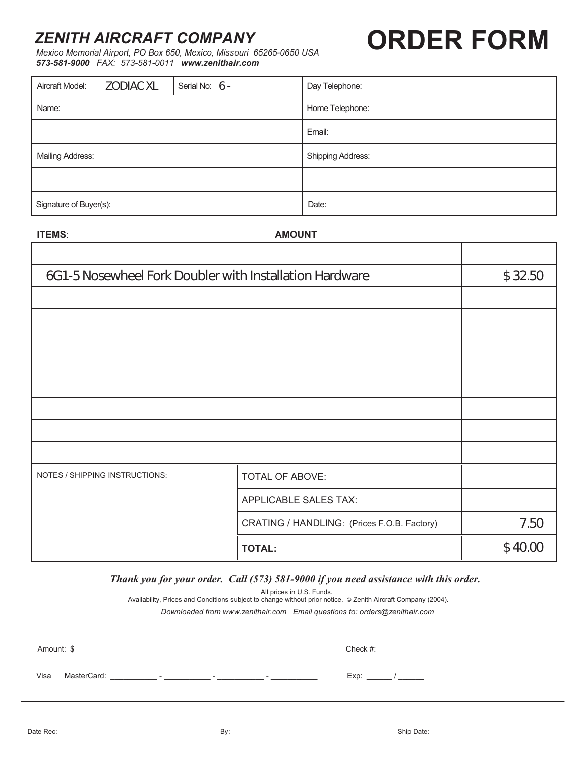## ZENITH AIRCRAFT COMPANY

*Mexico Memorial Airport, PO Box 650, Mexico, Missouri 65265-0650 USA*
***573-581-9000*** *FAX: 573-581-0011* ***www.zenithair.com***

# ORDER FORM

| | | |
|---|---|---|
| Aircraft Model: ZODIAC XL | Serial No: 6 - | Day Telephone: |
| Name: | | Home Telephone: |
| | | Email: |
| Mailing Address: | | Shipping Address: |
| | | |
| Signature of Buyer(s): | | Date: |

| **ITEMS**: | **AMOUNT** |
|---|---|
| | |
| 6G1-5 Nosewheel Fork Doubler with Installation Hardware | $ 32.50 |
| | |
| | |
| | |
| | |
| | |
| | |
| | |
| | |

| | | |
|---|---|---|
| NOTES / SHIPPING INSTRUCTIONS: | TOTAL OF ABOVE: | |
| | APPLICABLE SALES TAX: | |
| | CRATING / HANDLING: (Prices F.O.B. Factory) | 7.50 |
| | **TOTAL:** | $ 40.00 |

***Thank you for your order. Call (573) 581-9000 if you need assistance with this order.***

All prices in U.S. Funds.
Availability, Prices and Conditions subject to change without prior notice. © Zenith Aircraft Company (2004).

*Downloaded from www.zenithair.com Email questions to: orders@zenithair.com*

---

Amount: $____________________ Check #: ____________________

Visa MasterCard: ___________ - ___________ - ___________ - ___________ Exp: ______ / ______

---

Date Rec: By: Ship Date: